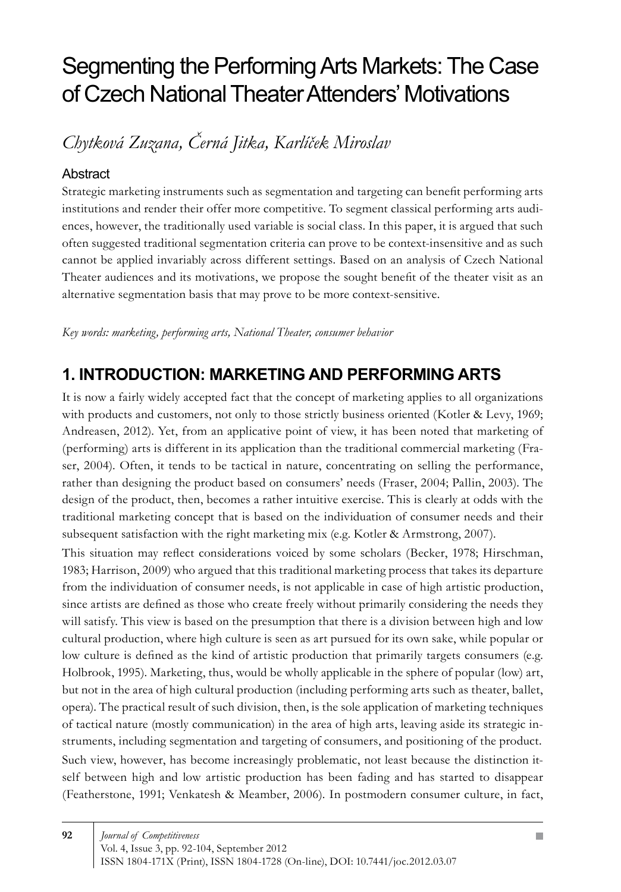# Segmenting the Performing Arts Markets: The Case of Czech National Theater Attenders' Motivations

*Chytková Zuzana, Černá Jitka, Karlíček Miroslav*

## Abstract

Strategic marketing instruments such as segmentation and targeting can benefit performing arts institutions and render their offer more competitive. To segment classical performing arts audiences, however, the traditionally used variable is social class. In this paper, it is argued that such often suggested traditional segmentation criteria can prove to be context-insensitive and as such cannot be applied invariably across different settings. Based on an analysis of Czech National Theater audiences and its motivations, we propose the sought benefit of the theater visit as an alternative segmentation basis that may prove to be more context-sensitive.

*Key words: marketing, performing arts, National Theater, consumer behavior*

## 1. INTRODUCTION: MARKETING AND PERFORMING ARTS

It is now a fairly widely accepted fact that the concept of marketing applies to all organizations with products and customers, not only to those strictly business oriented (Kotler & Levy, 1969; Andreasen, 2012). Yet, from an applicative point of view, it has been noted that marketing of (performing) arts is different in its application than the traditional commercial marketing (Fraser, 2004). Often, it tends to be tactical in nature, concentrating on selling the performance, rather than designing the product based on consumers' needs (Fraser, 2004; Pallin, 2003). The design of the product, then, becomes a rather intuitive exercise. This is clearly at odds with the traditional marketing concept that is based on the individuation of consumer needs and their subsequent satisfaction with the right marketing mix (e.g. Kotler & Armstrong, 2007).

This situation may reflect considerations voiced by some scholars (Becker, 1978; Hirschman, 1983; Harrison, 2009) who argued that this traditional marketing process that takes its departure from the individuation of consumer needs, is not applicable in case of high artistic production, since artists are defined as those who create freely without primarily considering the needs they will satisfy. This view is based on the presumption that there is a division between high and low cultural production, where high culture is seen as art pursued for its own sake, while popular or low culture is defined as the kind of artistic production that primarily targets consumers (e.g. Holbrook, 1995). Marketing, thus, would be wholly applicable in the sphere of popular (low) art, but not in the area of high cultural production (including performing arts such as theater, ballet, opera). The practical result of such division, then, is the sole application of marketing techniques of tactical nature (mostly communication) in the area of high arts, leaving aside its strategic instruments, including segmentation and targeting of consumers, and positioning of the product.

Such view, however, has become increasingly problematic, not least because the distinction itself between high and low artistic production has been fading and has started to disappear (Featherstone, 1991; Venkatesh & Meamber, 2006). In postmodern consumer culture, in fact,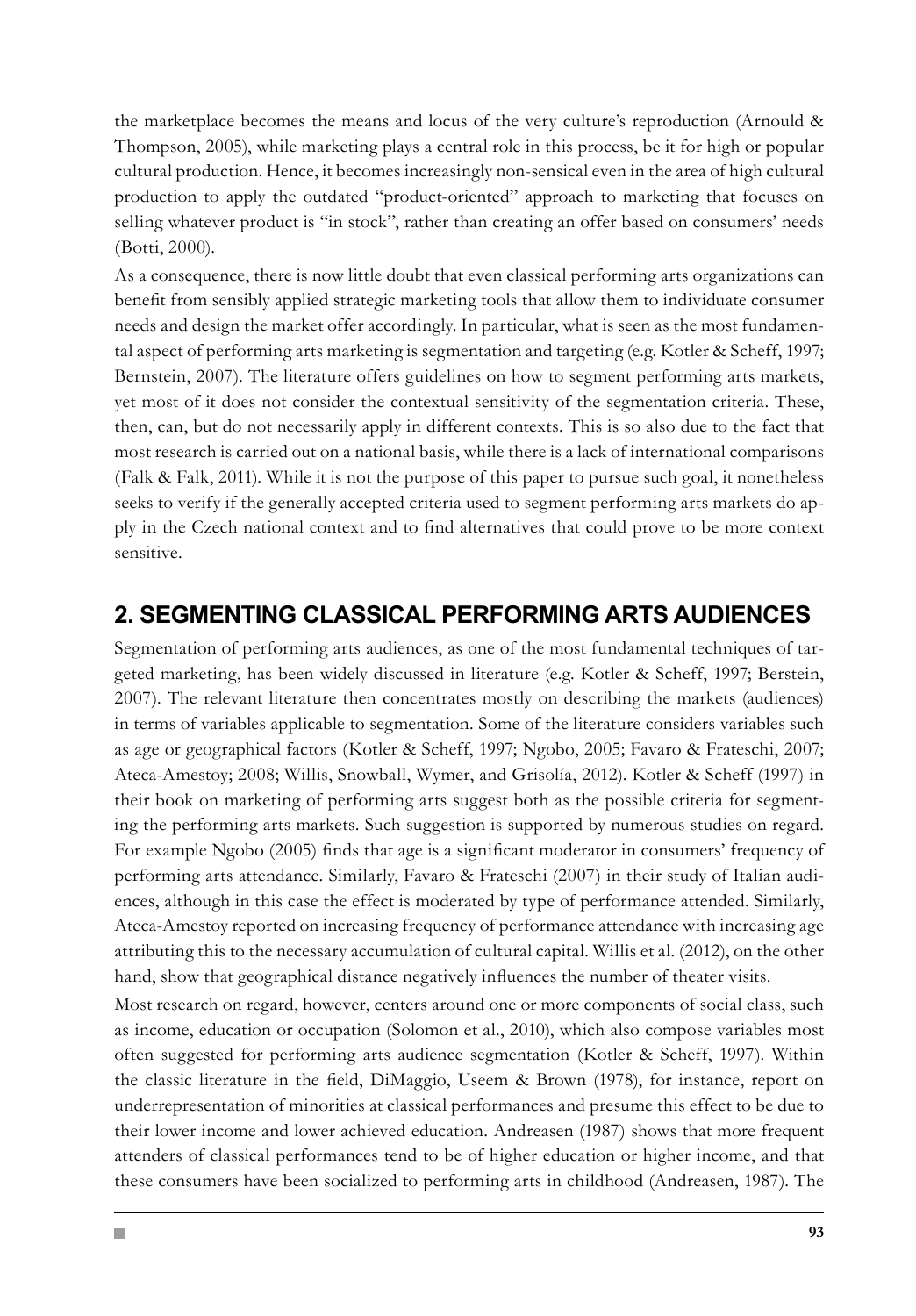the marketplace becomes the means and locus of the very culture's reproduction (Arnould & Thompson, 2005), while marketing plays a central role in this process, be it for high or popular cultural production. Hence, it becomes increasingly non-sensical even in the area of high cultural production to apply the outdated "product-oriented" approach to marketing that focuses on selling whatever product is "in stock", rather than creating an offer based on consumers' needs (Botti, 2000).

As a consequence, there is now little doubt that even classical performing arts organizations can benefit from sensibly applied strategic marketing tools that allow them to individuate consumer needs and design the market offer accordingly. In particular, what is seen as the most fundamental aspect of performing arts marketing is segmentation and targeting (e.g. Kotler & Scheff, 1997; Bernstein, 2007). The literature offers guidelines on how to segment performing arts markets, yet most of it does not consider the contextual sensitivity of the segmentation criteria. These, then, can, but do not necessarily apply in different contexts. This is so also due to the fact that most research is carried out on a national basis, while there is a lack of international comparisons (Falk & Falk, 2011). While it is not the purpose of this paper to pursue such goal, it nonetheless seeks to verify if the generally accepted criteria used to segment performing arts markets do apply in the Czech national context and to find alternatives that could prove to be more context sensitive.

## 2. SEGMENTING CLASSICAL PERFORMING ARTS AUDIENCES

Segmentation of performing arts audiences, as one of the most fundamental techniques of targeted marketing, has been widely discussed in literature (e.g. Kotler & Scheff, 1997; Berstein, 2007). The relevant literature then concentrates mostly on describing the markets (audiences) in terms of variables applicable to segmentation. Some of the literature considers variables such as age or geographical factors (Kotler & Scheff, 1997; Ngobo, 2005; Favaro & Frateschi, 2007; Ateca-Amestoy; 2008; Willis, Snowball, Wymer, and Grisolía, 2012). Kotler & Scheff (1997) in their book on marketing of performing arts suggest both as the possible criteria for segmenting the performing arts markets. Such suggestion is supported by numerous studies on regard. For example Ngobo (2005) finds that age is a significant moderator in consumers' frequency of performing arts attendance. Similarly, Favaro & Frateschi (2007) in their study of Italian audiences, although in this case the effect is moderated by type of performance attended. Similarly, Ateca-Amestoy reported on increasing frequency of performance attendance with increasing age attributing this to the necessary accumulation of cultural capital. Willis et al. (2012), on the other hand, show that geographical distance negatively influences the number of theater visits.

Most research on regard, however, centers around one or more components of social class, such as income, education or occupation (Solomon et al., 2010), which also compose variables most often suggested for performing arts audience segmentation (Kotler & Scheff, 1997). Within the classic literature in the field, DiMaggio, Useem & Brown (1978), for instance, report on underrepresentation of minorities at classical performances and presume this effect to be due to their lower income and lower achieved education. Andreasen (1987) shows that more frequent attenders of classical performances tend to be of higher education or higher income, and that these consumers have been socialized to performing arts in childhood (Andreasen, 1987). The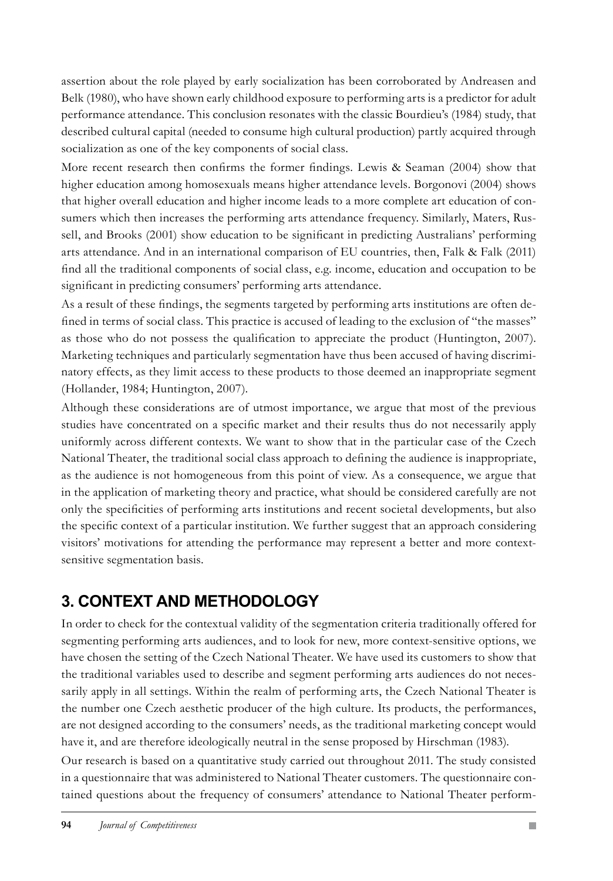assertion about the role played by early socialization has been corroborated by Andreasen and Belk (1980), who have shown early childhood exposure to performing arts is a predictor for adult performance attendance. This conclusion resonates with the classic Bourdieu's (1984) study, that described cultural capital (needed to consume high cultural production) partly acquired through socialization as one of the key components of social class.

More recent research then confirms the former findings. Lewis & Seaman (2004) show that higher education among homosexuals means higher attendance levels. Borgonovi (2004) shows that higher overall education and higher income leads to a more complete art education of consumers which then increases the performing arts attendance frequency. Similarly, Maters, Russell, and Brooks (2001) show education to be significant in predicting Australians' performing arts attendance. And in an international comparison of EU countries, then, Falk & Falk (2011) find all the traditional components of social class, e.g. income, education and occupation to be significant in predicting consumers' performing arts attendance.

As a result of these findings, the segments targeted by performing arts institutions are often defined in terms of social class. This practice is accused of leading to the exclusion of "the masses" as those who do not possess the qualification to appreciate the product (Huntington, 2007). Marketing techniques and particularly segmentation have thus been accused of having discriminatory effects, as they limit access to these products to those deemed an inappropriate segment (Hollander, 1984; Huntington, 2007).

Although these considerations are of utmost importance, we argue that most of the previous studies have concentrated on a specific market and their results thus do not necessarily apply uniformly across different contexts. We want to show that in the particular case of the Czech National Theater, the traditional social class approach to defining the audience is inappropriate, as the audience is not homogeneous from this point of view. As a consequence, we argue that in the application of marketing theory and practice, what should be considered carefully are not only the specificities of performing arts institutions and recent societal developments, but also the specific context of a particular institution. We further suggest that an approach considering visitors' motivations for attending the performance may represent a better and more context-sensitive segmentation basis.

## 3. CONTEXT AND METHODOLOGY

In order to check for the contextual validity of the segmentation criteria traditionally offered for segmenting performing arts audiences, and to look for new, more context-sensitive options, we have chosen the setting of the Czech National Theater. We have used its customers to show that the traditional variables used to describe and segment performing arts audiences do not necessarily apply in all settings. Within the realm of performing arts, the Czech National Theater is the number one Czech aesthetic producer of the high culture. Its products, the performances, are not designed according to the consumers' needs, as the traditional marketing concept would have it, and are therefore ideologically neutral in the sense proposed by Hirschman (1983).

Our research is based on a quantitative study carried out throughout 2011. The study consisted in a questionnaire that was administered to National Theater customers. The questionnaire contained questions about the frequency of consumers' attendance to National Theater perform-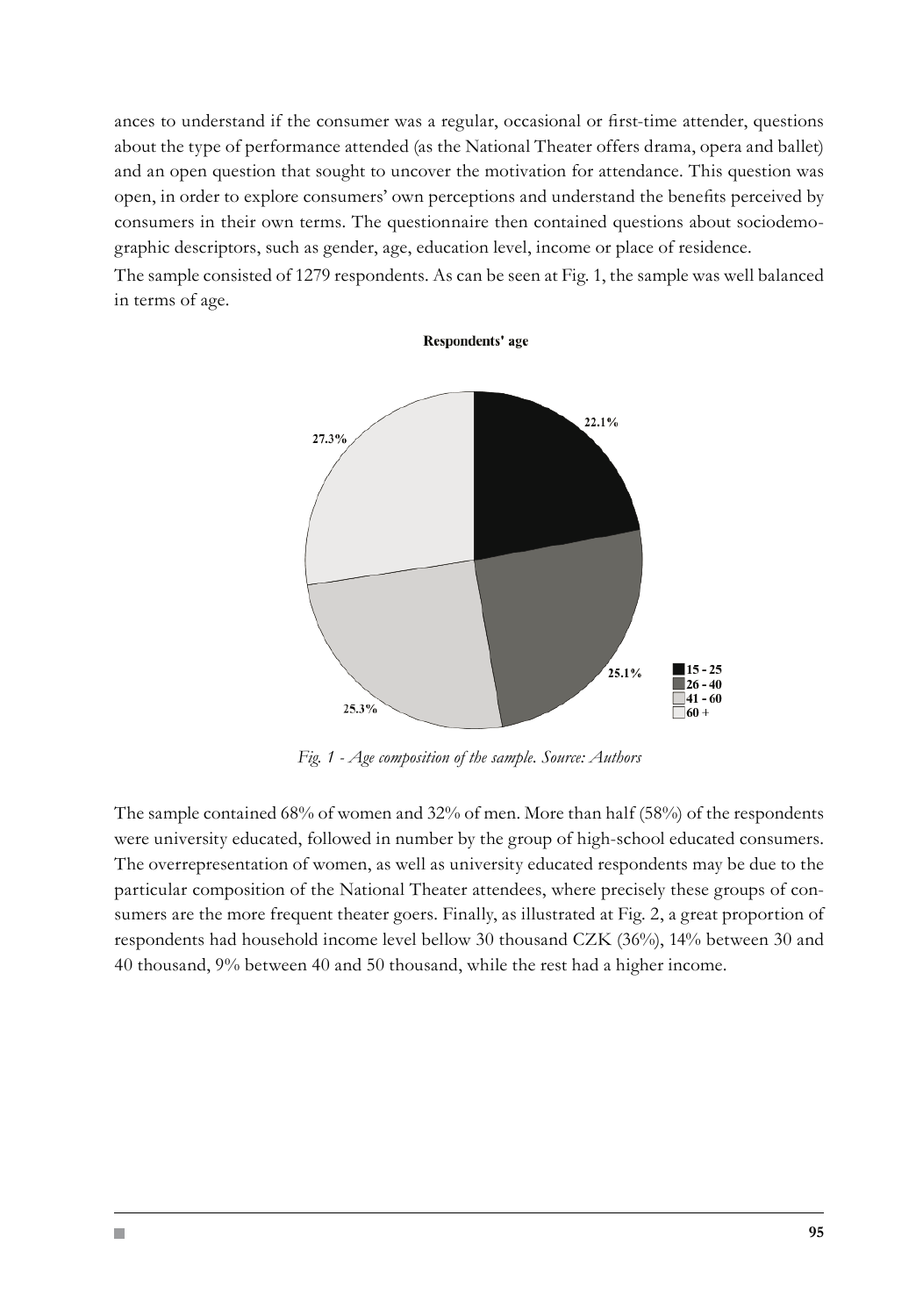ances to understand if the consumer was a regular, occasional or first-time attender, questions about the type of performance attended (as the National Theater offers drama, opera and ballet) and an open question that sought to uncover the motivation for attendance. This question was open, in order to explore consumers' own perceptions and understand the benefits perceived by consumers in their own terms. The questionnaire then contained questions about sociodemographic descriptors, such as gender, age, education level, income or place of residence.

The sample consisted of 1279 respondents. As can be seen at Fig. 1, the sample was well balanced in terms of age.

**Respondents' age**

| Age | Share |
|---|---|
| 15 - 25 | 22.1% |
| 26 - 40 | 25.1% |
| 41 - 60 | 25.3% |
| 60 + | 27.3% |

*Fig. 1 - Age composition of the sample. Source: Authors*

The sample contained 68% of women and 32% of men. More than half (58%) of the respondents were university educated, followed in number by the group of high-school educated consumers. The overrepresentation of women, as well as university educated respondents may be due to the particular composition of the National Theater attendees, where precisely these groups of consumers are the more frequent theater goers. Finally, as illustrated at Fig. 2, a great proportion of respondents had household income level bellow 30 thousand CZK (36%), 14% between 30 and 40 thousand, 9% between 40 and 50 thousand, while the rest had a higher income.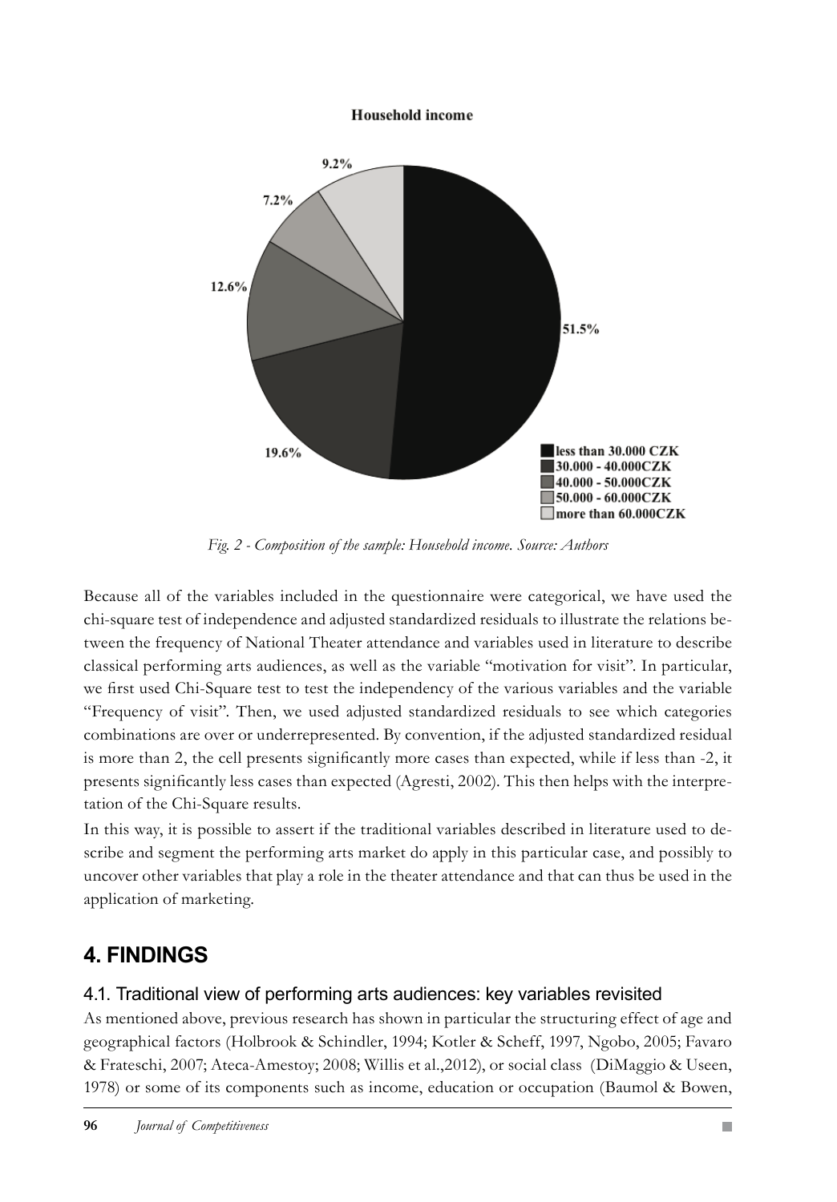Fig. 2 - Composition of the sample: Household income. Source: Authors

Because all of the variables included in the questionnaire were categorical, we have used the chi-square test of independence and adjusted standardized residuals to illustrate the relations between the frequency of National Theater attendance and variables used in literature to describe classical performing arts audiences, as well as the variable "motivation for visit". In particular, we first used Chi-Square test to test the independency of the various variables and the variable "Frequency of visit". Then, we used adjusted standardized residuals to see which categories combinations are over or underrepresented. By convention, if the adjusted standardized residual is more than 2, the cell presents significantly more cases than expected, while if less than -2, it presents significantly less cases than expected (Agresti, 2002). This then helps with the interpretation of the Chi-Square results.

In this way, it is possible to assert if the traditional variables described in literature used to describe and segment the performing arts market do apply in this particular case, and possibly to uncover other variables that play a role in the theater attendance and that can thus be used in the application of marketing.

## 4. FINDINGS

### 4.1. Traditional view of performing arts audiences: key variables revisited

As mentioned above, previous research has shown in particular the structuring effect of age and geographical factors (Holbrook & Schindler, 1994; Kotler & Scheff, 1997, Ngobo, 2005; Favaro & Frateschi, 2007; Ateca-Amestoy; 2008; Willis et al.,2012), or social class (DiMaggio & Useen, 1978) or some of its components such as income, education or occupation (Baumol & Bowen,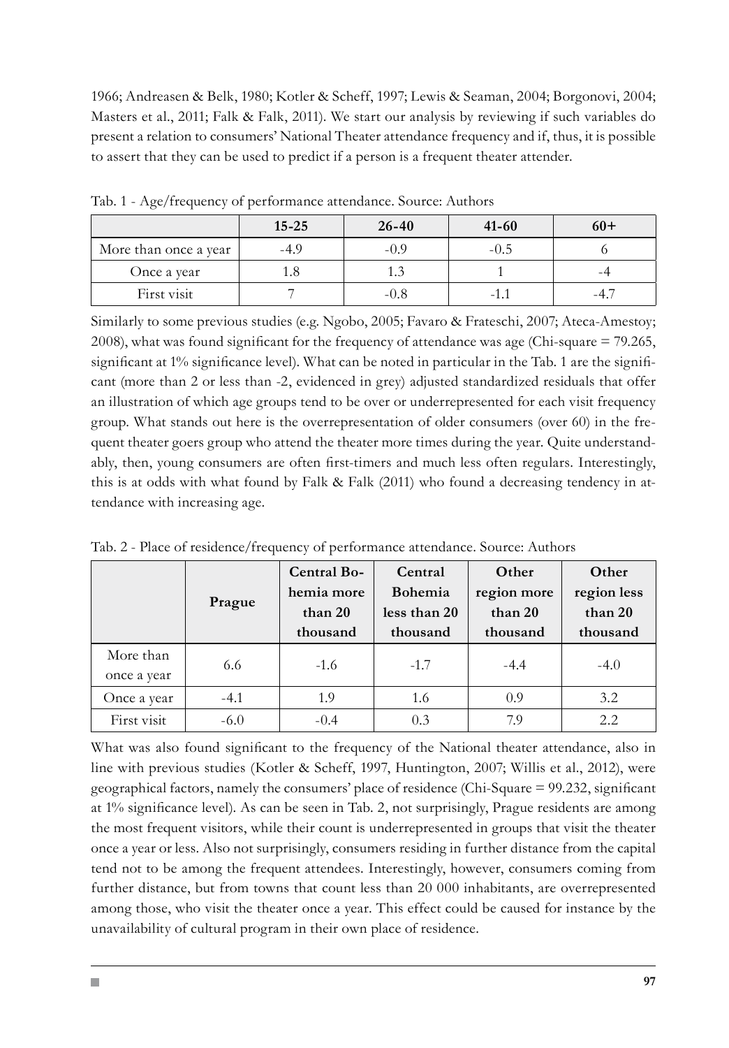1966; Andreasen & Belk, 1980; Kotler & Scheff, 1997; Lewis & Seaman, 2004; Borgonovi, 2004; Masters et al., 2011; Falk & Falk, 2011). We start our analysis by reviewing if such variables do present a relation to consumers' National Theater attendance frequency and if, thus, it is possible to assert that they can be used to predict if a person is a frequent theater attender.

Tab. 1 - Age/frequency of performance attendance. Source: Authors

| | 15-25 | 26-40 | 41-60 | 60+ |
|---|---|---|---|---|
| More than once a year | -4.9 | -0.9 | -0.5 | 6 |
| Once a year | 1.8 | 1.3 | 1 | -4 |
| First visit | 7 | -0.8 | -1.1 | -4.7 |

Similarly to some previous studies (e.g. Ngobo, 2005; Favaro & Frateschi, 2007; Ateca-Amestoy; 2008), what was found significant for the frequency of attendance was age (Chi-square = 79.265, significant at 1% significance level). What can be noted in particular in the Tab. 1 are the significant (more than 2 or less than -2, evidenced in grey) adjusted standardized residuals that offer an illustration of which age groups tend to be over or underrepresented for each visit frequency group. What stands out here is the overrepresentation of older consumers (over 60) in the frequent theater goers group who attend the theater more times during the year. Quite understandably, then, young consumers are often first-timers and much less often regulars. Interestingly, this is at odds with what found by Falk & Falk (2011) who found a decreasing tendency in attendance with increasing age.

Tab. 2 - Place of residence/frequency of performance attendance. Source: Authors

| | Prague | Central Bohemia more than 20 thousand | Central Bohemia less than 20 thousand | Other region more than 20 thousand | Other region less than 20 thousand |
|---|---|---|---|---|---|
| More than once a year | 6.6 | -1.6 | -1.7 | -4.4 | -4.0 |
| Once a year | -4.1 | 1.9 | 1.6 | 0.9 | 3.2 |
| First visit | -6.0 | -0.4 | 0.3 | 7.9 | 2.2 |

What was also found significant to the frequency of the National theater attendance, also in line with previous studies (Kotler & Scheff, 1997, Huntington, 2007; Willis et al., 2012), were geographical factors, namely the consumers' place of residence (Chi-Square = 99.232, significant at 1% significance level). As can be seen in Tab. 2, not surprisingly, Prague residents are among the most frequent visitors, while their count is underrepresented in groups that visit the theater once a year or less. Also not surprisingly, consumers residing in further distance from the capital tend not to be among the frequent attendees. Interestingly, however, consumers coming from further distance, but from towns that count less than 20 000 inhabitants, are overrepresented among those, who visit the theater once a year. This effect could be caused for instance by the unavailability of cultural program in their own place of residence.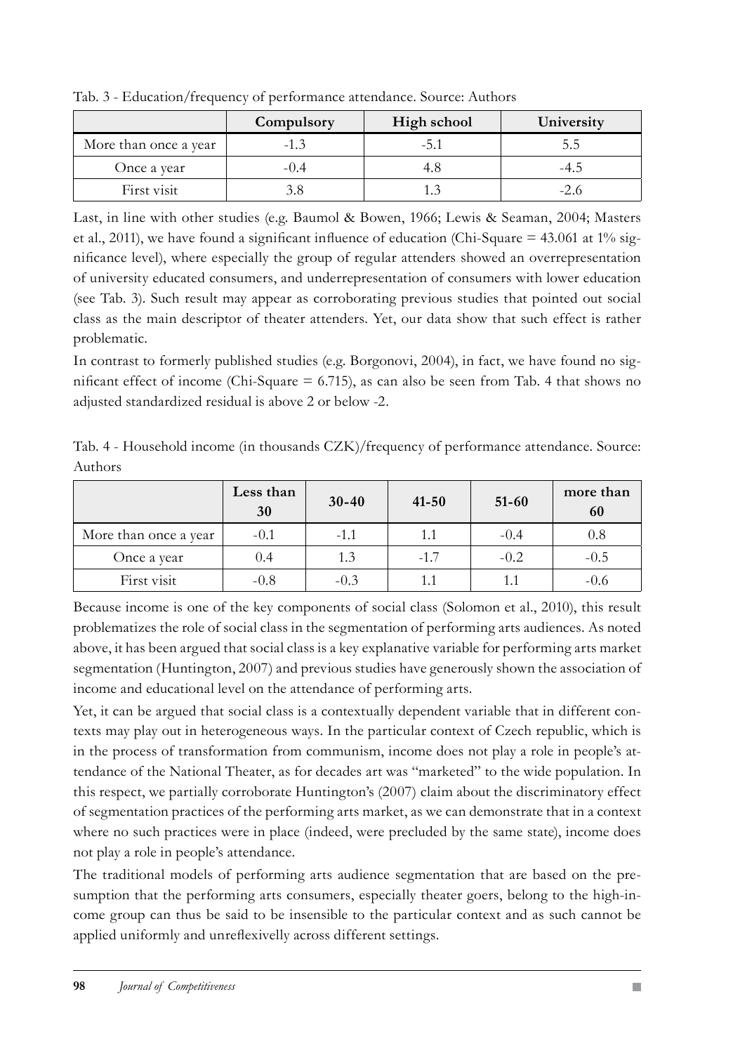Tab. 3 - Education/frequency of performance attendance. Source: Authors

| | Compulsory | High school | University |
|---|---|---|---|
| More than once a year | -1.3 | -5.1 | 5.5 |
| Once a year | -0.4 | 4.8 | -4.5 |
| First visit | 3.8 | 1.3 | -2.6 |

Last, in line with other studies (e.g. Baumol & Bowen, 1966; Lewis & Seaman, 2004; Masters et al., 2011), we have found a significant influence of education (Chi-Square = 43.061 at 1% significance level), where especially the group of regular attenders showed an overrepresentation of university educated consumers, and underrepresentation of consumers with lower education (see Tab. 3). Such result may appear as corroborating previous studies that pointed out social class as the main descriptor of theater attenders. Yet, our data show that such effect is rather problematic.

In contrast to formerly published studies (e.g. Borgonovi, 2004), in fact, we have found no significant effect of income (Chi-Square = 6.715), as can also be seen from Tab. 4 that shows no adjusted standardized residual is above 2 or below -2.

Tab. 4 - Household income (in thousands CZK)/frequency of performance attendance. Source: Authors

| | Less than 30 | 30-40 | 41-50 | 51-60 | more than 60 |
|---|---|---|---|---|---|
| More than once a year | -0.1 | -1.1 | 1.1 | -0.4 | 0.8 |
| Once a year | 0.4 | 1.3 | -1.7 | -0.2 | -0.5 |
| First visit | -0.8 | -0.3 | 1.1 | 1.1 | -0.6 |

Because income is one of the key components of social class (Solomon et al., 2010), this result problematizes the role of social class in the segmentation of performing arts audiences. As noted above, it has been argued that social class is a key explanative variable for performing arts market segmentation (Huntington, 2007) and previous studies have generously shown the association of income and educational level on the attendance of performing arts.

Yet, it can be argued that social class is a contextually dependent variable that in different contexts may play out in heterogeneous ways. In the particular context of Czech republic, which is in the process of transformation from communism, income does not play a role in people's attendance of the National Theater, as for decades art was "marketed" to the wide population. In this respect, we partially corroborate Huntington's (2007) claim about the discriminatory effect of segmentation practices of the performing arts market, as we can demonstrate that in a context where no such practices were in place (indeed, were precluded by the same state), income does not play a role in people's attendance.

The traditional models of performing arts audience segmentation that are based on the presumption that the performing arts consumers, especially theater goers, belong to the high-income group can thus be said to be insensible to the particular context and as such cannot be applied uniformly and unreflexivelly across different settings.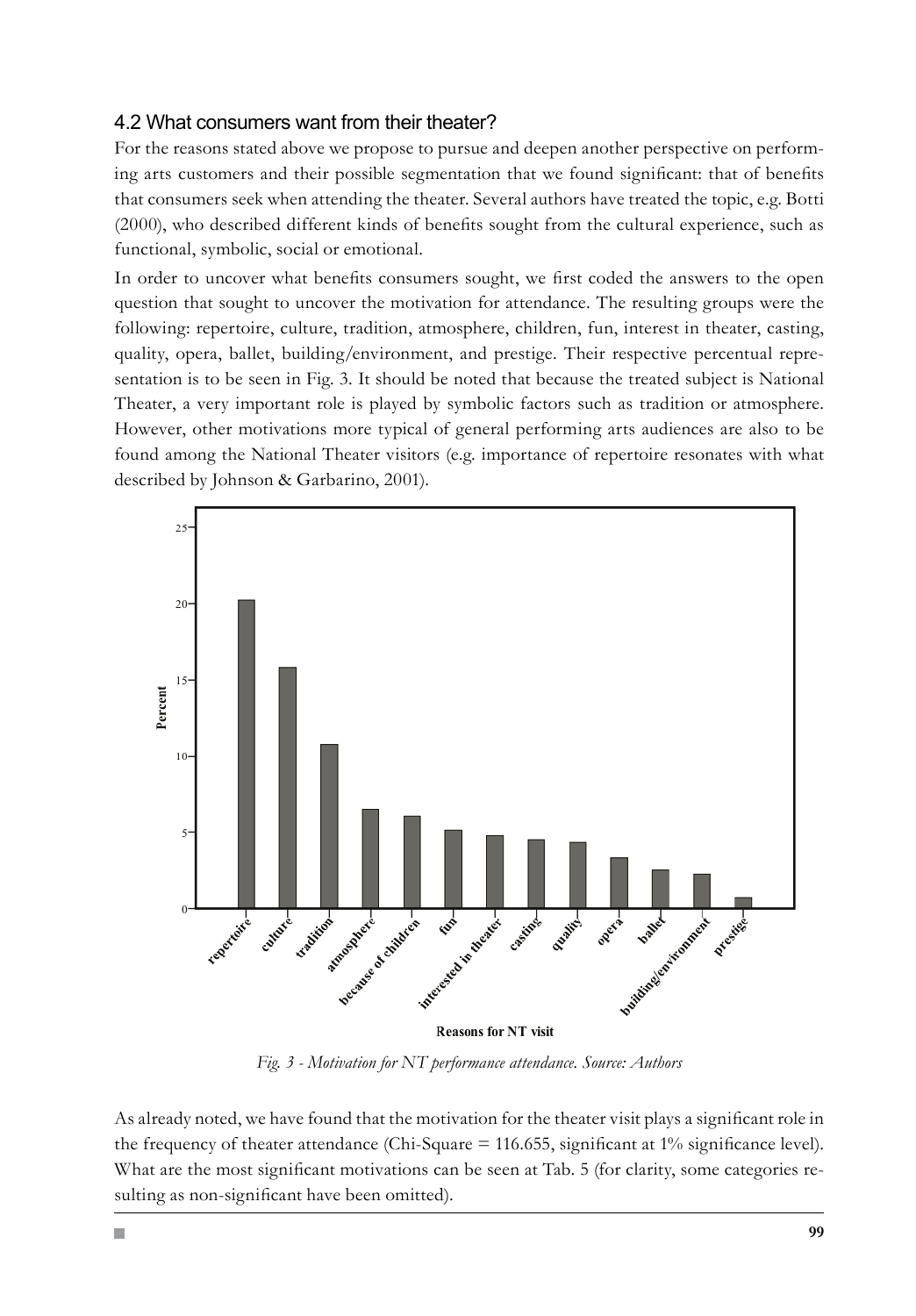### 4.2 What consumers want from their theater?

For the reasons stated above we propose to pursue and deepen another perspective on performing arts customers and their possible segmentation that we found significant: that of benefits that consumers seek when attending the theater. Several authors have treated the topic, e.g. Botti (2000), who described different kinds of benefits sought from the cultural experience, such as functional, symbolic, social or emotional.

In order to uncover what benefits consumers sought, we first coded the answers to the open question that sought to uncover the motivation for attendance. The resulting groups were the following: repertoire, culture, tradition, atmosphere, children, fun, interest in theater, casting, quality, opera, ballet, building/environment, and prestige. Their respective percentual representation is to be seen in Fig. 3. It should be noted that because the treated subject is National Theater, a very important role is played by symbolic factors such as tradition or atmosphere. However, other motivations more typical of general performing arts audiences are also to be found among the National Theater visitors (e.g. importance of repertoire resonates with what described by Johnson & Garbarino, 2001).

*Fig. 3 - Motivation for NT performance attendance. Source: Authors*

As already noted, we have found that the motivation for the theater visit plays a significant role in the frequency of theater attendance (Chi-Square = 116.655, significant at 1% significance level). What are the most significant motivations can be seen at Tab. 5 (for clarity, some categories resulting as non-significant have been omitted).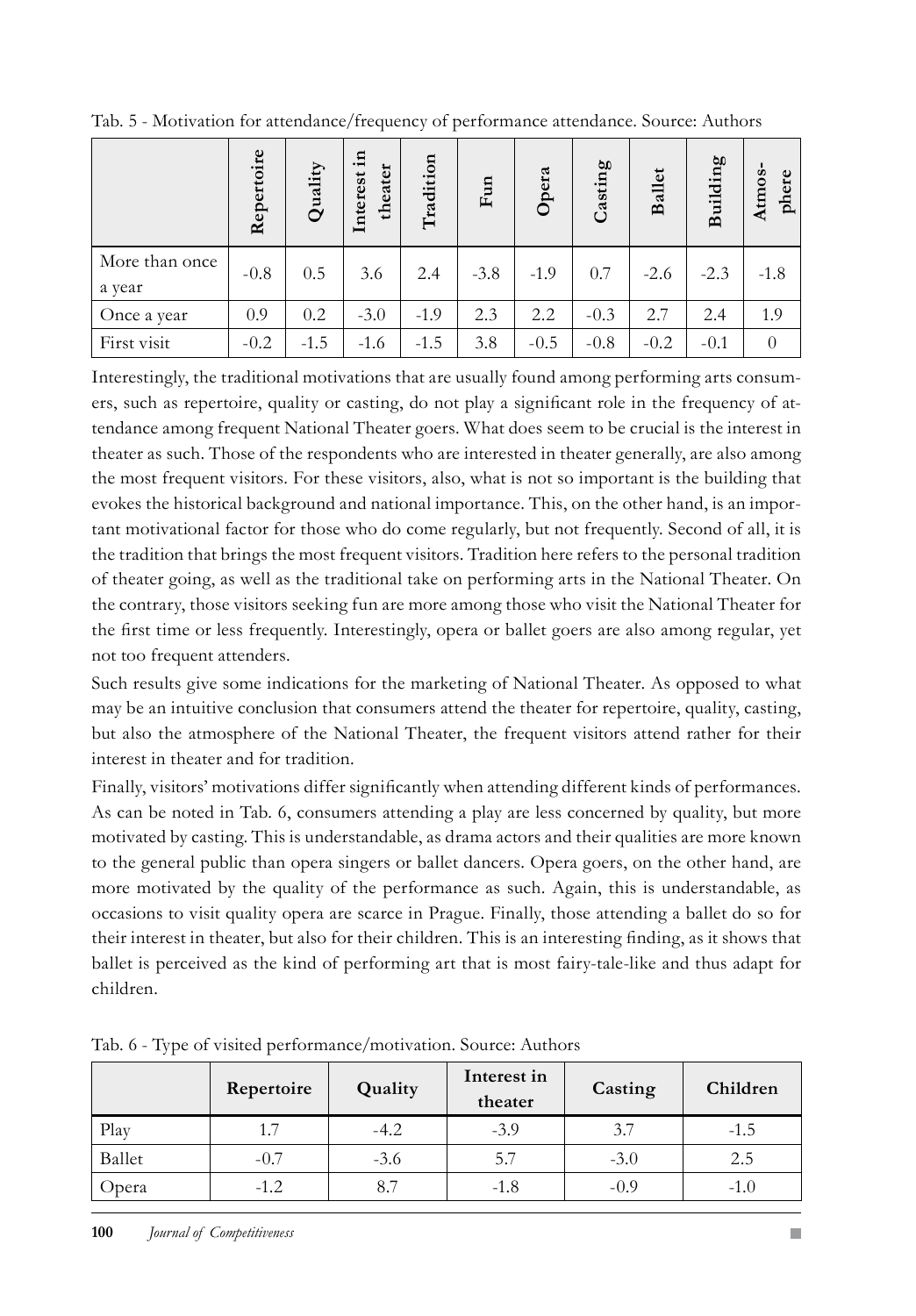Tab. 5 - Motivation for attendance/frequency of performance attendance. Source: Authors

| | Repertoire | Quality | Interest in theater | Tradition | Fun | Opera | Casting | Ballet | Building | Atmos-phere |
|---|---|---|---|---|---|---|---|---|---|---|
| More than once a year | -0.8 | 0.5 | 3.6 | 2.4 | -3.8 | -1.9 | 0.7 | -2.6 | -2.3 | -1.8 |
| Once a year | 0.9 | 0.2 | -3.0 | -1.9 | 2.3 | 2.2 | -0.3 | 2.7 | 2.4 | 1.9 |
| First visit | -0.2 | -1.5 | -1.6 | -1.5 | 3.8 | -0.5 | -0.8 | -0.2 | -0.1 | 0 |

Interestingly, the traditional motivations that are usually found among performing arts consumers, such as repertoire, quality or casting, do not play a significant role in the frequency of attendance among frequent National Theater goers. What does seem to be crucial is the interest in theater as such. Those of the respondents who are interested in theater generally, are also among the most frequent visitors. For these visitors, also, what is not so important is the building that evokes the historical background and national importance. This, on the other hand, is an important motivational factor for those who do come regularly, but not frequently. Second of all, it is the tradition that brings the most frequent visitors. Tradition here refers to the personal tradition of theater going, as well as the traditional take on performing arts in the National Theater. On the contrary, those visitors seeking fun are more among those who visit the National Theater for the first time or less frequently. Interestingly, opera or ballet goers are also among regular, yet not too frequent attenders.

Such results give some indications for the marketing of National Theater. As opposed to what may be an intuitive conclusion that consumers attend the theater for repertoire, quality, casting, but also the atmosphere of the National Theater, the frequent visitors attend rather for their interest in theater and for tradition.

Finally, visitors' motivations differ significantly when attending different kinds of performances. As can be noted in Tab. 6, consumers attending a play are less concerned by quality, but more motivated by casting. This is understandable, as drama actors and their qualities are more known to the general public than opera singers or ballet dancers. Opera goers, on the other hand, are more motivated by the quality of the performance as such. Again, this is understandable, as occasions to visit quality opera are scarce in Prague. Finally, those attending a ballet do so for their interest in theater, but also for their children. This is an interesting finding, as it shows that ballet is perceived as the kind of performing art that is most fairy-tale-like and thus adapt for children.

Tab. 6 - Type of visited performance/motivation. Source: Authors

| | Repertoire | Quality | Interest in theater | Casting | Children |
|---|---|---|---|---|---|
| Play | 1.7 | -4.2 | -3.9 | 3.7 | -1.5 |
| Ballet | -0.7 | -3.6 | 5.7 | -3.0 | 2.5 |
| Opera | -1.2 | 8.7 | -1.8 | -0.9 | -1.0 |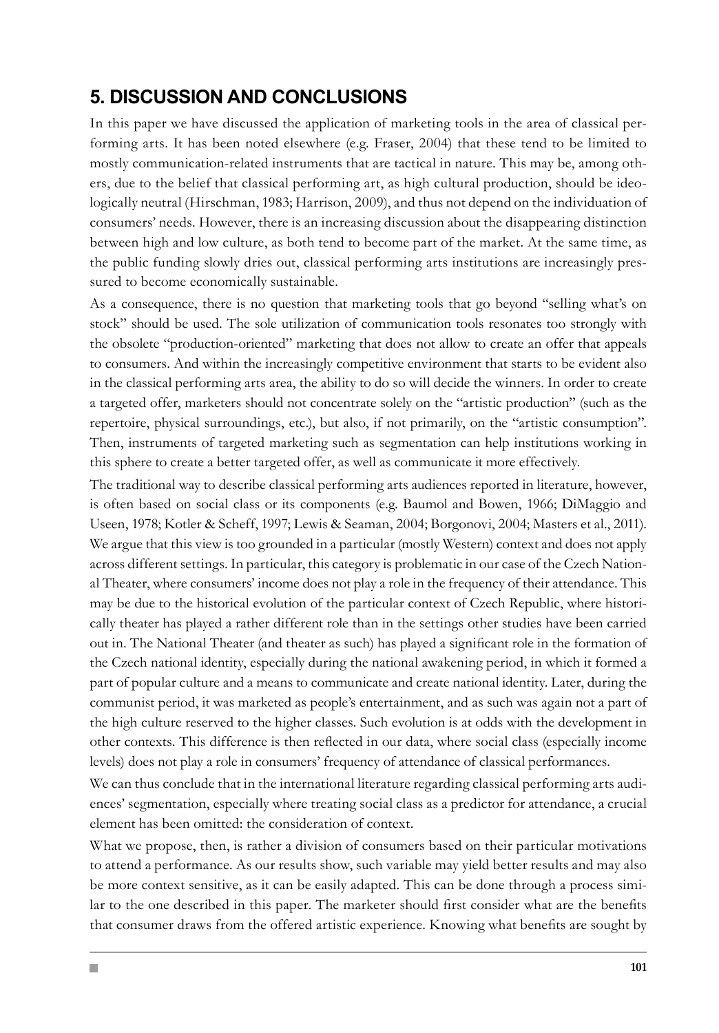## 5. DISCUSSION AND CONCLUSIONS

In this paper we have discussed the application of marketing tools in the area of classical performing arts. It has been noted elsewhere (e.g. Fraser, 2004) that these tend to be limited to mostly communication-related instruments that are tactical in nature. This may be, among others, due to the belief that classical performing art, as high cultural production, should be ideologically neutral (Hirschman, 1983; Harrison, 2009), and thus not depend on the individuation of consumers' needs. However, there is an increasing discussion about the disappearing distinction between high and low culture, as both tend to become part of the market. At the same time, as the public funding slowly dries out, classical performing arts institutions are increasingly pressured to become economically sustainable.

As a consequence, there is no question that marketing tools that go beyond "selling what's on stock" should be used. The sole utilization of communication tools resonates too strongly with the obsolete "production-oriented" marketing that does not allow to create an offer that appeals to consumers. And within the increasingly competitive environment that starts to be evident also in the classical performing arts area, the ability to do so will decide the winners. In order to create a targeted offer, marketers should not concentrate solely on the "artistic production" (such as the repertoire, physical surroundings, etc.), but also, if not primarily, on the "artistic consumption". Then, instruments of targeted marketing such as segmentation can help institutions working in this sphere to create a better targeted offer, as well as communicate it more effectively.

The traditional way to describe classical performing arts audiences reported in literature, however, is often based on social class or its components (e.g. Baumol and Bowen, 1966; DiMaggio and Useen, 1978; Kotler & Scheff, 1997; Lewis & Seaman, 2004; Borgonovi, 2004; Masters et al., 2011). We argue that this view is too grounded in a particular (mostly Western) context and does not apply across different settings. In particular, this category is problematic in our case of the Czech National Theater, where consumers' income does not play a role in the frequency of their attendance. This may be due to the historical evolution of the particular context of Czech Republic, where historically theater has played a rather different role than in the settings other studies have been carried out in. The National Theater (and theater as such) has played a significant role in the formation of the Czech national identity, especially during the national awakening period, in which it formed a part of popular culture and a means to communicate and create national identity. Later, during the communist period, it was marketed as people's entertainment, and as such was again not a part of the high culture reserved to the higher classes. Such evolution is at odds with the development in other contexts. This difference is then reflected in our data, where social class (especially income levels) does not play a role in consumers' frequency of attendance of classical performances.

We can thus conclude that in the international literature regarding classical performing arts audiences' segmentation, especially where treating social class as a predictor for attendance, a crucial element has been omitted: the consideration of context.

What we propose, then, is rather a division of consumers based on their particular motivations to attend a performance. As our results show, such variable may yield better results and may also be more context sensitive, as it can be easily adapted. This can be done through a process similar to the one described in this paper. The marketer should first consider what are the benefits that consumer draws from the offered artistic experience. Knowing what benefits are sought by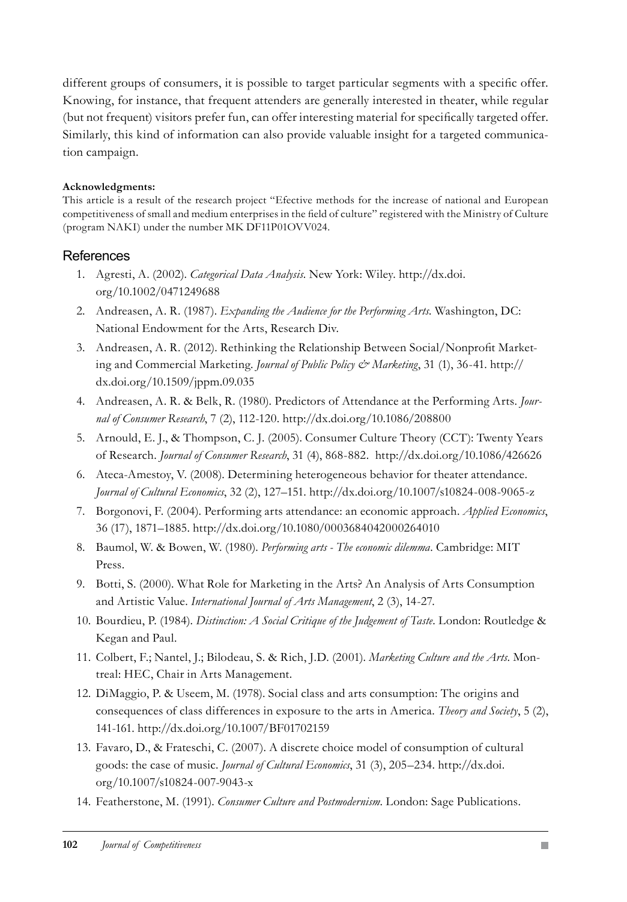different groups of consumers, it is possible to target particular segments with a specific offer. Knowing, for instance, that frequent attenders are generally interested in theater, while regular (but not frequent) visitors prefer fun, can offer interesting material for specifically targeted offer. Similarly, this kind of information can also provide valuable insight for a targeted communication campaign.

**Acknowledgments:**
This article is a result of the research project "Efective methods for the increase of national and European competitiveness of small and medium enterprises in the field of culture" registered with the Ministry of Culture (program NAKI) under the number MK DF11P01OVV024.

## References

1. Agresti, A. (2002). *Categorical Data Analysis*. New York: Wiley. http://dx.doi.org/10.1002/0471249688
2. Andreasen, A. R. (1987). *Expanding the Audience for the Performing Arts*. Washington, DC: National Endowment for the Arts, Research Div.
3. Andreasen, A. R. (2012). Rethinking the Relationship Between Social/Nonprofit Marketing and Commercial Marketing. *Journal of Public Policy & Marketing*, 31 (1), 36-41. http://dx.doi.org/10.1509/jppm.09.035
4. Andreasen, A. R. & Belk, R. (1980). Predictors of Attendance at the Performing Arts. *Journal of Consumer Research*, 7 (2), 112-120. http://dx.doi.org/10.1086/208800
5. Arnould, E. J., & Thompson, C. J. (2005). Consumer Culture Theory (CCT): Twenty Years of Research. *Journal of Consumer Research*, 31 (4), 868-882. http://dx.doi.org/10.1086/426626
6. Ateca-Amestoy, V. (2008). Determining heterogeneous behavior for theater attendance. *Journal of Cultural Economics*, 32 (2), 127–151. http://dx.doi.org/10.1007/s10824-008-9065-z
7. Borgonovi, F. (2004). Performing arts attendance: an economic approach. *Applied Economics*, 36 (17), 1871–1885. http://dx.doi.org/10.1080/0003684042000264010
8. Baumol, W. & Bowen, W. (1980). *Performing arts - The economic dilemma*. Cambridge: MIT Press.
9. Botti, S. (2000). What Role for Marketing in the Arts? An Analysis of Arts Consumption and Artistic Value. *International Journal of Arts Management*, 2 (3), 14-27.
10. Bourdieu, P. (1984). *Distinction: A Social Critique of the Judgement of Taste*. London: Routledge & Kegan and Paul.
11. Colbert, F.; Nantel, J.; Bilodeau, S. & Rich, J.D. (2001). *Marketing Culture and the Arts*. Montreal: HEC, Chair in Arts Management.
12. DiMaggio, P. & Useem, M. (1978). Social class and arts consumption: The origins and consequences of class differences in exposure to the arts in America. *Theory and Society*, 5 (2), 141-161. http://dx.doi.org/10.1007/BF01702159
13. Favaro, D., & Frateschi, C. (2007). A discrete choice model of consumption of cultural goods: the case of music. *Journal of Cultural Economics*, 31 (3), 205–234. http://dx.doi.org/10.1007/s10824-007-9043-x
14. Featherstone, M. (1991). *Consumer Culture and Postmodernism*. London: Sage Publications.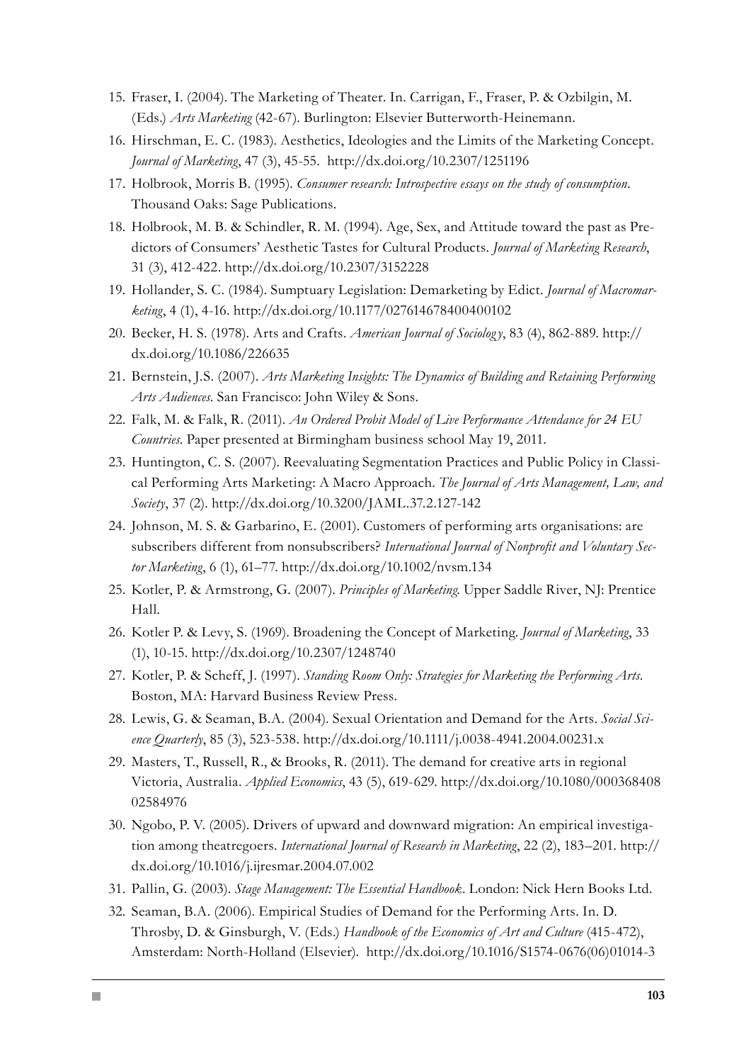15. Fraser, I. (2004). The Marketing of Theater. In. Carrigan, F., Fraser, P. & Ozbilgin, M. (Eds.) *Arts Marketing* (42-67). Burlington: Elsevier Butterworth-Heinemann.
16. Hirschman, E. C. (1983). Aesthetics, Ideologies and the Limits of the Marketing Concept. *Journal of Marketing*, 47 (3), 45-55. http://dx.doi.org/10.2307/1251196
17. Holbrook, Morris B. (1995). *Consumer research: Introspective essays on the study of consumption*. Thousand Oaks: Sage Publications.
18. Holbrook, M. B. & Schindler, R. M. (1994). Age, Sex, and Attitude toward the past as Predictors of Consumers' Aesthetic Tastes for Cultural Products. *Journal of Marketing Research*, 31 (3), 412-422. http://dx.doi.org/10.2307/3152228
19. Hollander, S. C. (1984). Sumptuary Legislation: Demarketing by Edict. *Journal of Macromarketing*, 4 (1), 4-16. http://dx.doi.org/10.1177/027614678400400102
20. Becker, H. S. (1978). Arts and Crafts. *American Journal of Sociology*, 83 (4), 862-889. http://dx.doi.org/10.1086/226635
21. Bernstein, J.S. (2007). *Arts Marketing Insights: The Dynamics of Building and Retaining Performing Arts Audiences*. San Francisco: John Wiley & Sons.
22. Falk, M. & Falk, R. (2011). *An Ordered Probit Model of Live Performance Attendance for 24 EU Countries*. Paper presented at Birmingham business school May 19, 2011.
23. Huntington, C. S. (2007). Reevaluating Segmentation Practices and Public Policy in Classical Performing Arts Marketing: A Macro Approach. *The Journal of Arts Management, Law, and Society*, 37 (2). http://dx.doi.org/10.3200/JAML.37.2.127-142
24. Johnson, M. S. & Garbarino, E. (2001). Customers of performing arts organisations: are subscribers different from nonsubscribers? *International Journal of Nonprofit and Voluntary Sector Marketing*, 6 (1), 61–77. http://dx.doi.org/10.1002/nvsm.134
25. Kotler, P. & Armstrong, G. (2007). *Principles of Marketing*. Upper Saddle River, NJ: Prentice Hall.
26. Kotler P. & Levy, S. (1969). Broadening the Concept of Marketing. *Journal of Marketing*, 33 (1), 10-15. http://dx.doi.org/10.2307/1248740
27. Kotler, P. & Scheff, J. (1997). *Standing Room Only: Strategies for Marketing the Performing Arts*. Boston, MA: Harvard Business Review Press.
28. Lewis, G. & Seaman, B.A. (2004). Sexual Orientation and Demand for the Arts. *Social Science Quarterly*, 85 (3), 523-538. http://dx.doi.org/10.1111/j.0038-4941.2004.00231.x
29. Masters, T., Russell, R., & Brooks, R. (2011). The demand for creative arts in regional Victoria, Australia. *Applied Economics*, 43 (5), 619-629. http://dx.doi.org/10.1080/00036840802584976
30. Ngobo, P. V. (2005). Drivers of upward and downward migration: An empirical investigation among theatregoers. *International Journal of Research in Marketing*, 22 (2), 183–201. http://dx.doi.org/10.1016/j.ijresmar.2004.07.002
31. Pallin, G. (2003). *Stage Management: The Essential Handbook*. London: Nick Hern Books Ltd.
32. Seaman, B.A. (2006). Empirical Studies of Demand for the Performing Arts. In. D. Throsby, D. & Ginsburgh, V. (Eds.) *Handbook of the Economics of Art and Culture* (415-472), Amsterdam: North-Holland (Elsevier). http://dx.doi.org/10.1016/S1574-0676(06)01014-3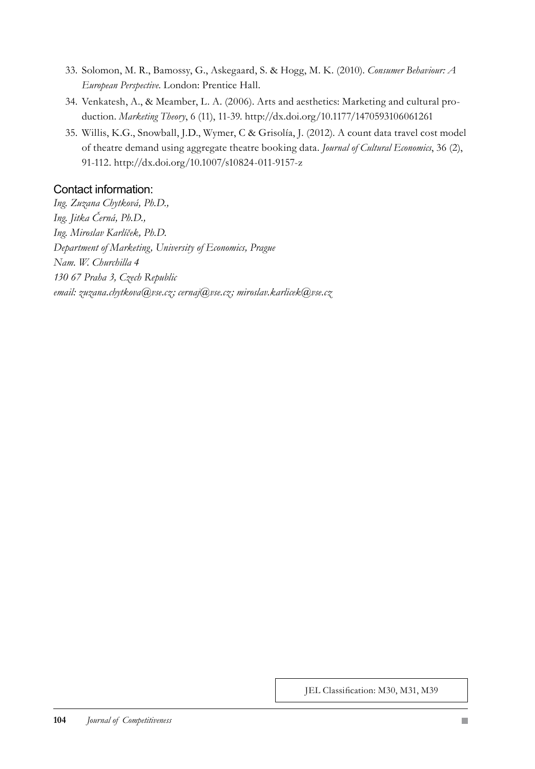33. Solomon, M. R., Bamossy, G., Askegaard, S. & Hogg, M. K. (2010). *Consumer Behaviour: A European Perspective*. London: Prentice Hall.
34. Venkatesh, A., & Meamber, L. A. (2006). Arts and aesthetics: Marketing and cultural production. *Marketing Theory*, 6 (11), 11-39. http://dx.doi.org/10.1177/1470593106061261
35. Willis, K.G., Snowball, J.D., Wymer, C & Grisolía, J. (2012). A count data travel cost model of theatre demand using aggregate theatre booking data. *Journal of Cultural Economics*, 36 (2), 91-112. http://dx.doi.org/10.1007/s10824-011-9157-z

## Contact information:

*Ing. Zuzana Chytková, Ph.D.,*
*Ing. Jitka Černá, Ph.D.,*
*Ing. Miroslav Karlíček, Ph.D.*
*Department of Marketing, University of Economics, Prague*
*Nam. W. Churchilla 4*
*130 67 Praha 3, Czech Republic*
*email: zuzana.chytkova@vse.cz; cernaj@vse.cz; miroslav.karlicek@vse.cz*

JEL Classification: M30, M31, M39